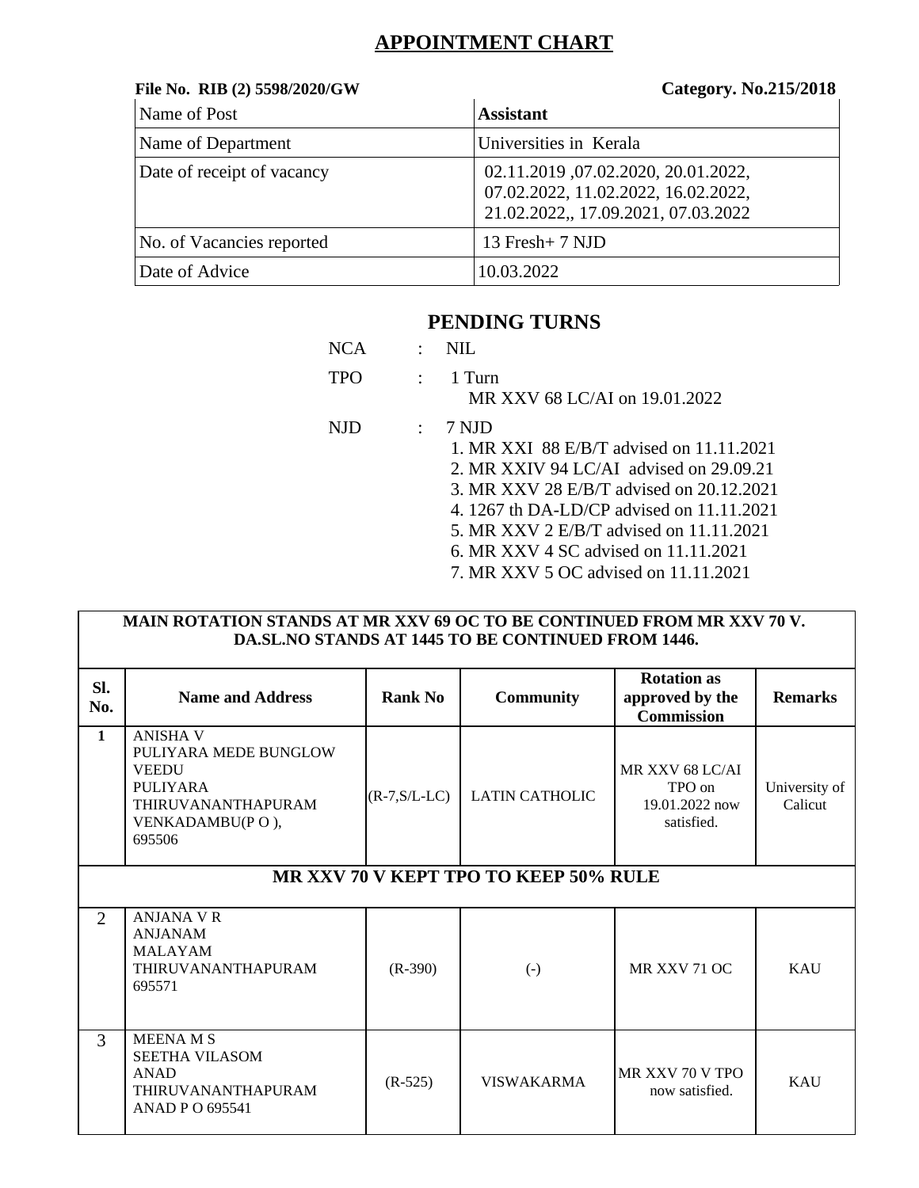# APPOINTMENT CHART

**File No. RIB (2) 5598/2020/GW** **Category. No.215/2018**

| Name of Post | **Assistant** |
|---|---|
| Name of Department | Universities in Kerala |
| Date of receipt of vacancy | 02.11.2019 ,07.02.2020, 20.01.2022, 07.02.2022, 11.02.2022, 16.02.2022, 21.02.2022,, 17.09.2021, 07.03.2022 |
| No. of Vacancies reported | 13 Fresh+ 7 NJD |
| Date of Advice | 10.03.2022 |

## PENDING TURNS

NCA : NIL

TPO : 1 Turn
MR XXV 68 LC/AI on 19.01.2022

NJD : 7 NJD
1. MR XXI 88 E/B/T advised on 11.11.2021
2. MR XXIV 94 LC/AI advised on 29.09.21
3. MR XXV 28 E/B/T advised on 20.12.2021
4. 1267 th DA-LD/CP advised on 11.11.2021
5. MR XXV 2 E/B/T advised on 11.11.2021
6. MR XXV 4 SC advised on 11.11.2021
7. MR XXV 5 OC advised on 11.11.2021

**MAIN ROTATION STANDS AT MR XXV 69 OC TO BE CONTINUED FROM MR XXV 70 V. DA.SL.NO STANDS AT 1445 TO BE CONTINUED FROM 1446.**

| Sl. No. | Name and Address | Rank No | Community | Rotation as approved by the Commission | Remarks |
|---|---|---|---|---|---|
| 1 | ANISHA V<br>PULIYARA MEDE BUNGLOW VEEDU<br>PULIYARA<br>THIRUVANANTHAPURAM<br>VENKADAMBU(P O ),<br>695506 | (R-7,S/L-LC) | LATIN CATHOLIC | MR XXV 68 LC/AI TPO on 19.01.2022 now satisfied. | University of Calicut |
| **MR XXV 70 V KEPT TPO TO KEEP 50% RULE** | | | | | |
| 2 | ANJANA V R<br>ANJANAM<br>MALAYAM<br>THIRUVANANTHAPURAM<br>695571 | (R-390) | (-) | MR XXV 71 OC | KAU |
| 3 | MEENA M S<br>SEETHA VILASOM<br>ANAD<br>THIRUVANANTHAPURAM<br>ANAD P O 695541 | (R-525) | VISWAKARMA | MR XXV 70 V TPO now satisfied. | KAU |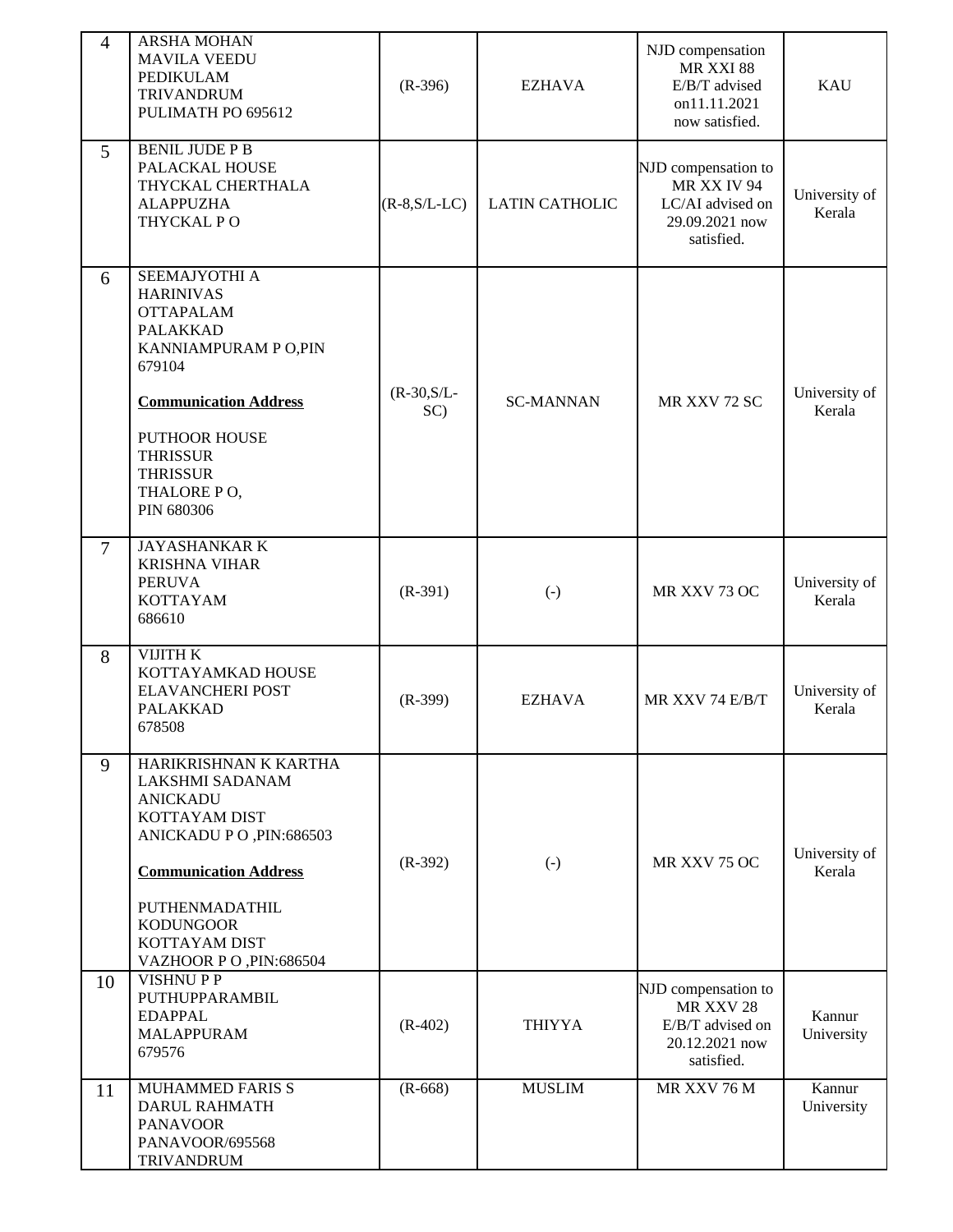| 4 | ARSHA MOHAN<br>MAVILA VEEDU<br>PEDIKULAM<br>TRIVANDRUM<br>PULIMATH PO 695612 | (R-396) | EZHAVA | NJD compensation MR XXI 88 E/B/T advised on11.11.2021 now satisfied. | KAU |
|---|---|---|---|---|---|
| 5 | BENIL JUDE P B<br>PALACKAL HOUSE<br>THYCKAL CHERTHALA<br>ALAPPUZHA<br>THYCKAL P O | (R-8,S/L-LC) | LATIN CATHOLIC | NJD compensation to MR XX IV 94 LC/AI advised on 29.09.2021 now satisfied. | University of Kerala |
| 6 | SEEMAJYOTHI A<br>HARINIVAS<br>OTTAPALAM<br>PALAKKAD<br>KANNIAMPURAM P O,PIN 679104<br><br>**Communication Address**<br><br>PUTHOOR HOUSE<br>THRISSUR<br>THRISSUR<br>THALORE P O,<br>PIN 680306 | (R-30,S/L-SC) | SC-MANNAN | MR XXV 72 SC | University of Kerala |
| 7 | JAYASHANKAR K<br>KRISHNA VIHAR<br>PERUVA<br>KOTTAYAM<br>686610 | (R-391) | (-) | MR XXV 73 OC | University of Kerala |
| 8 | VIJITH K<br>KOTTAYAMKAD HOUSE<br>ELAVANCHERI POST<br>PALAKKAD<br>678508 | (R-399) | EZHAVA | MR XXV 74 E/B/T | University of Kerala |
| 9 | HARIKRISHNAN K KARTHA<br>LAKSHMI SADANAM<br>ANICKADU<br>KOTTAYAM DIST<br>ANICKADU P O ,PIN:686503<br><br>**Communication Address**<br><br>PUTHENMADATHIL<br>KODUNGOOR<br>KOTTAYAM DIST<br>VAZHOOR P O ,PIN:686504 | (R-392) | (-) | MR XXV 75 OC | University of Kerala |
| 10 | VISHNU P P<br>PUTHUPPARAMBIL<br>EDAPPAL<br>MALAPPURAM<br>679576 | (R-402) | THIYYA | NJD compensation to MR XXV 28 E/B/T advised on 20.12.2021 now satisfied. | Kannur University |
| 11 | MUHAMMED FARIS S<br>DARUL RAHMATH<br>PANAVOOR<br>PANAVOOR/695568<br>TRIVANDRUM | (R-668) | MUSLIM | MR XXV 76 M | Kannur University |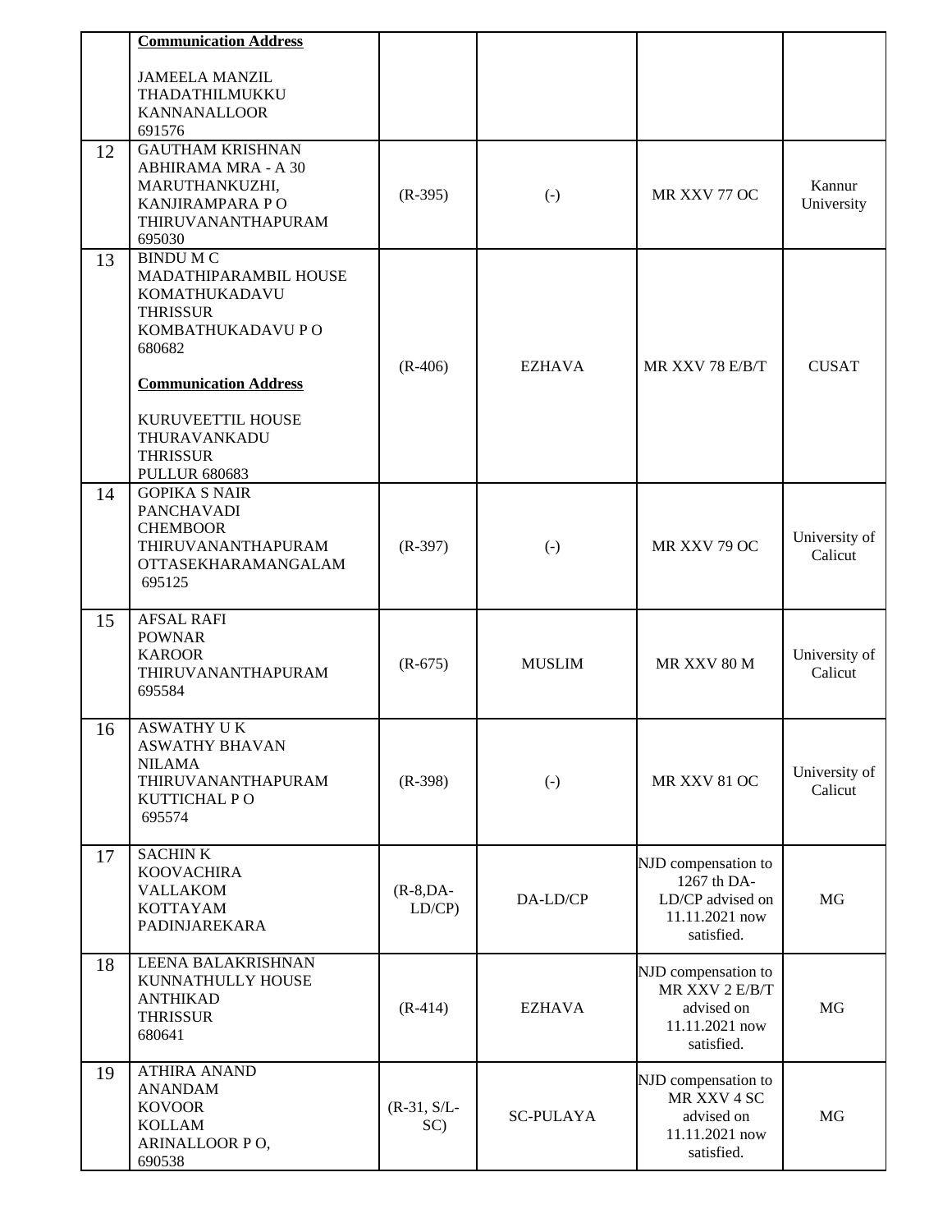| | | | | | |
|---|---|---|---|---|---|
| | **Communication Address**<br><br>JAMEELA MANZIL<br>THADATHILMUKKU<br>KANNANALLOOR<br>691576 | | | | |
| 12 | GAUTHAM KRISHNAN<br>ABHIRAMA MRA - A 30<br>MARUTHANKUZHI,<br>KANJIRAMPARA P O<br>THIRUVANANTHAPURAM<br>695030 | (R-395) | (-) | MR XXV 77 OC | Kannur University |
| 13 | BINDU M C<br>MADATHIPARAMBIL HOUSE<br>KOMATHUKADAVU<br>THRISSUR<br>KOMBATHUKADAVU P O<br>680682<br><br>**Communication Address**<br><br>KURUVEETTIL HOUSE<br>THURAVANKADU<br>THRISSUR<br>PULLUR 680683 | (R-406) | EZHAVA | MR XXV 78 E/B/T | CUSAT |
| 14 | GOPIKA S NAIR<br>PANCHAVADI<br>CHEMBOOR<br>THIRUVANANTHAPURAM<br>OTTASEKHARAMANGALAM<br>695125 | (R-397) | (-) | MR XXV 79 OC | University of Calicut |
| 15 | AFSAL RAFI<br>POWNAR<br>KAROOR<br>THIRUVANANTHAPURAM<br>695584 | (R-675) | MUSLIM | MR XXV 80 M | University of Calicut |
| 16 | ASWATHY U K<br>ASWATHY BHAVAN<br>NILAMA<br>THIRUVANANTHAPURAM<br>KUTTICHAL P O<br>695574 | (R-398) | (-) | MR XXV 81 OC | University of Calicut |
| 17 | SACHIN K<br>KOOVACHIRA<br>VALLAKOM<br>KOTTAYAM<br>PADINJAREKARA | (R-8,DA-LD/CP) | DA-LD/CP | NJD compensation to 1267 th DA-LD/CP advised on 11.11.2021 now satisfied. | MG |
| 18 | LEENA BALAKRISHNAN<br>KUNNATHULLY HOUSE<br>ANTHIKAD<br>THRISSUR<br>680641 | (R-414) | EZHAVA | NJD compensation to MR XXV 2 E/B/T advised on 11.11.2021 now satisfied. | MG |
| 19 | ATHIRA ANAND<br>ANANDAM<br>KOVOOR<br>KOLLAM<br>ARINALLOOR P O,<br>690538 | (R-31, S/L-SC) | SC-PULAYA | NJD compensation to MR XXV 4 SC advised on 11.11.2021 now satisfied. | MG |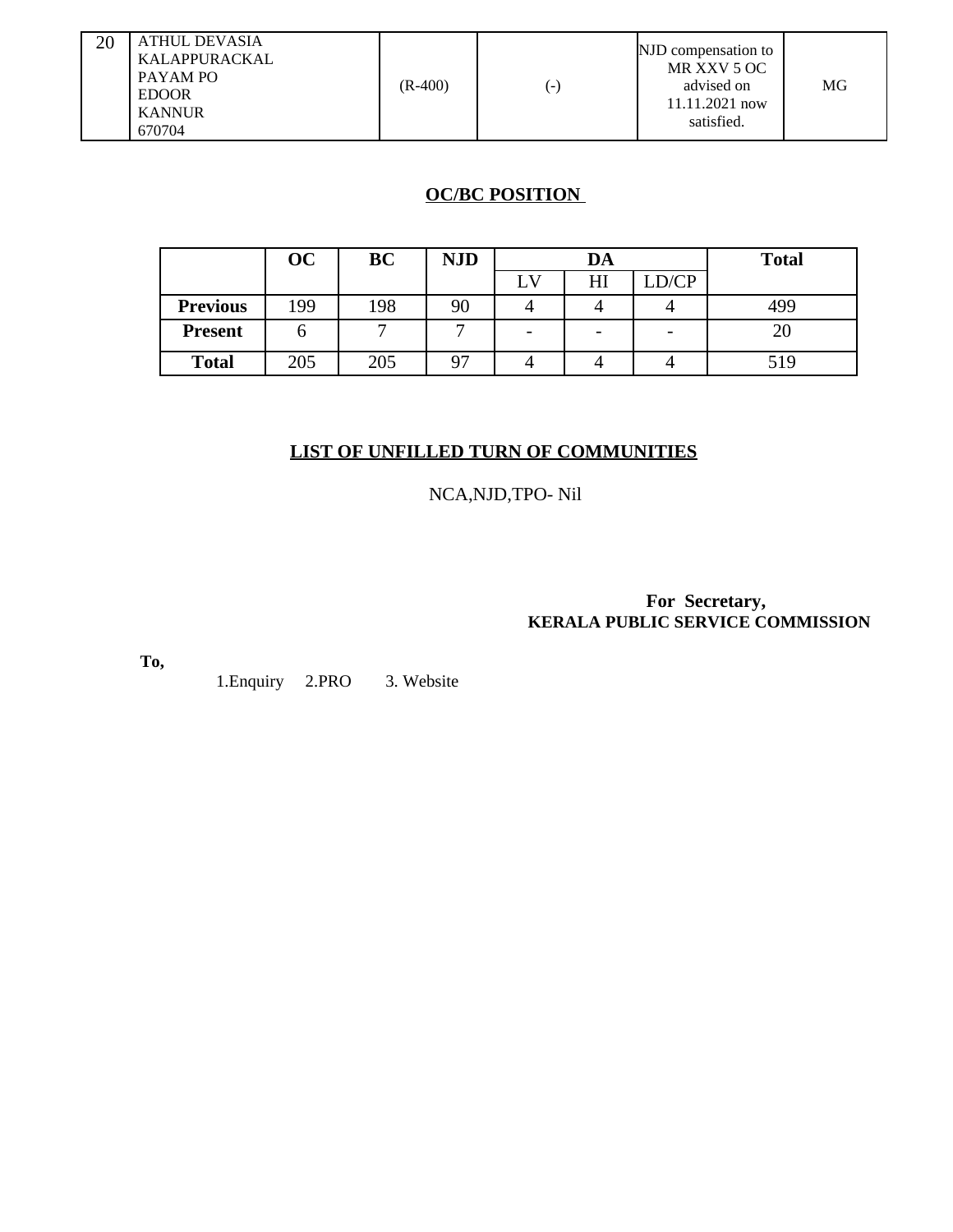| | | | | | |
|---|---|---|---|---|---|
| 20 | ATHUL DEVASIA<br>KALAPPURACKAL<br>PAYAM PO<br>EDOOR<br>KANNUR<br>670704 | (R-400) | (-) | NJD compensation to MR XXV 5 OC advised on 11.11.2021 now satisfied. | MG |

**OC/BC POSITION**

| | OC | BC | NJD | DA | | | Total |
|---|---|---|---|---|---|---|---|
| | | | | LV | HI | LD/CP | |
| **Previous** | 199 | 198 | 90 | 4 | 4 | 4 | 499 |
| **Present** | 6 | 7 | 7 | - | - | - | 20 |
| **Total** | 205 | 205 | 97 | 4 | 4 | 4 | 519 |

**LIST OF UNFILLED TURN OF COMMUNITIES**

NCA,NJD,TPO- Nil

**For Secretary,**
**KERALA PUBLIC SERVICE COMMISSION**

**To,**

1.Enquiry 2.PRO 3. Website